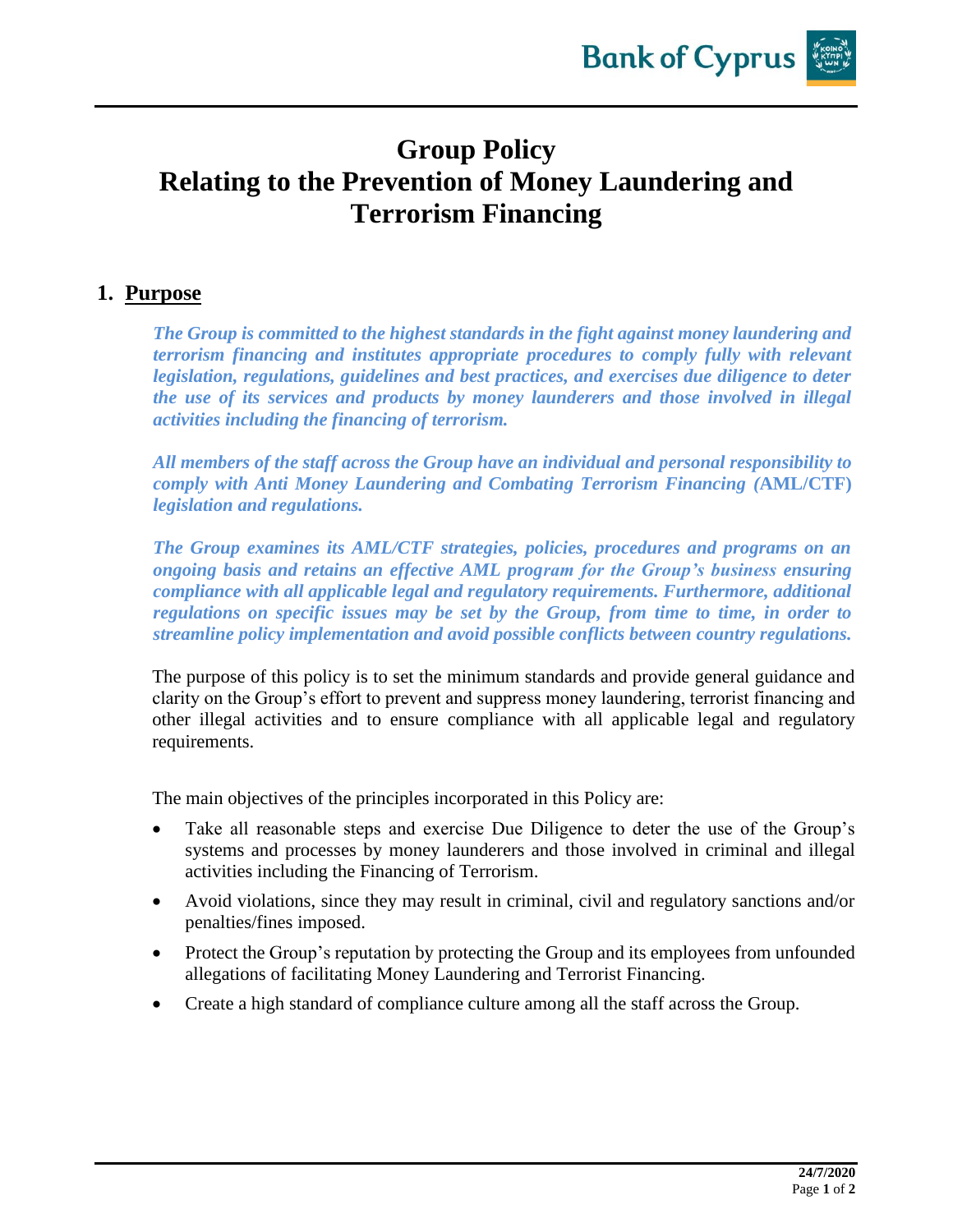# Group Policy
# Relating to the Prevention of Money Laundering and Terrorism Financing

## 1. Purpose

***The Group is committed to the highest standards in the fight against money laundering and terrorism financing and institutes appropriate procedures to comply fully with relevant legislation, regulations, guidelines and best practices, and exercises due diligence to deter the use of its services and products by money launderers and those involved in illegal activities including the financing of terrorism.***

***All members of the staff across the Group have an individual and personal responsibility to comply with Anti Money Laundering and Combating Terrorism Financing (*AML/CTF*) legislation and regulations.***

***The Group examines its AML/CTF strategies, policies, procedures and programs on an ongoing basis and retains an effective AML program for the Group's business ensuring compliance with all applicable legal and regulatory requirements. Furthermore, additional regulations on specific issues may be set by the Group, from time to time, in order to streamline policy implementation and avoid possible conflicts between country regulations.***

The purpose of this policy is to set the minimum standards and provide general guidance and clarity on the Group's effort to prevent and suppress money laundering, terrorist financing and other illegal activities and to ensure compliance with all applicable legal and regulatory requirements.

The main objectives of the principles incorporated in this Policy are:

- Take all reasonable steps and exercise Due Diligence to deter the use of the Group's systems and processes by money launderers and those involved in criminal and illegal activities including the Financing of Terrorism.
- Avoid violations, since they may result in criminal, civil and regulatory sanctions and/or penalties/fines imposed.
- Protect the Group's reputation by protecting the Group and its employees from unfounded allegations of facilitating Money Laundering and Terrorist Financing.
- Create a high standard of compliance culture among all the staff across the Group.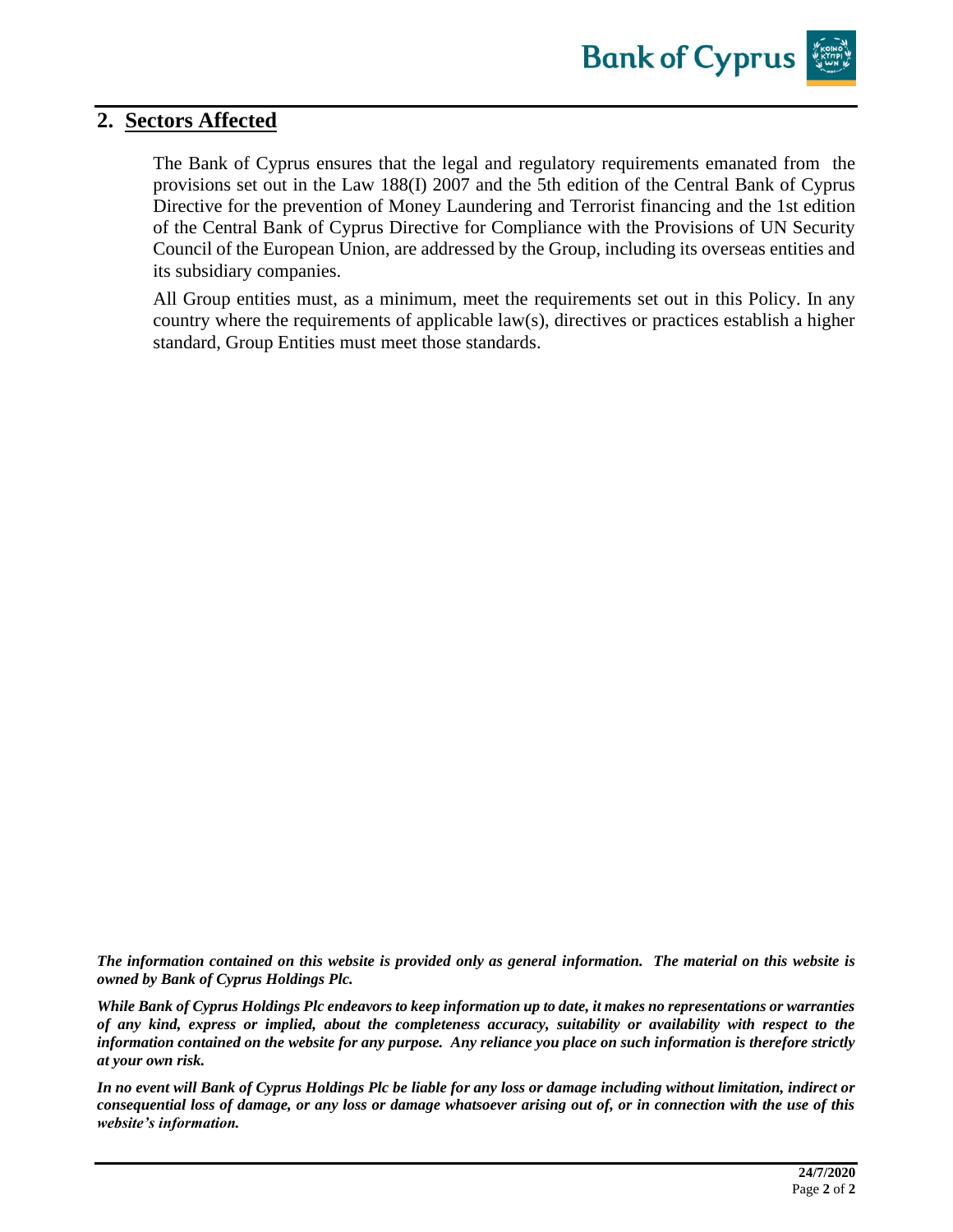## 2. Sectors Affected

The Bank of Cyprus ensures that the legal and regulatory requirements emanated from the provisions set out in the Law 188(I) 2007 and the 5th edition of the Central Bank of Cyprus Directive for the prevention of Money Laundering and Terrorist financing and the 1st edition of the Central Bank of Cyprus Directive for Compliance with the Provisions of UN Security Council of the European Union, are addressed by the Group, including its overseas entities and its subsidiary companies.

All Group entities must, as a minimum, meet the requirements set out in this Policy. In any country where the requirements of applicable law(s), directives or practices establish a higher standard, Group Entities must meet those standards.

***The information contained on this website is provided only as general information. The material on this website is owned by Bank of Cyprus Holdings Plc.***

***While Bank of Cyprus Holdings Plc endeavors to keep information up to date, it makes no representations or warranties of any kind, express or implied, about the completeness accuracy, suitability or availability with respect to the information contained on the website for any purpose. Any reliance you place on such information is therefore strictly at your own risk.***

***In no event will Bank of Cyprus Holdings Plc be liable for any loss or damage including without limitation, indirect or consequential loss of damage, or any loss or damage whatsoever arising out of, or in connection with the use of this website's information.***

**24/7/2020**